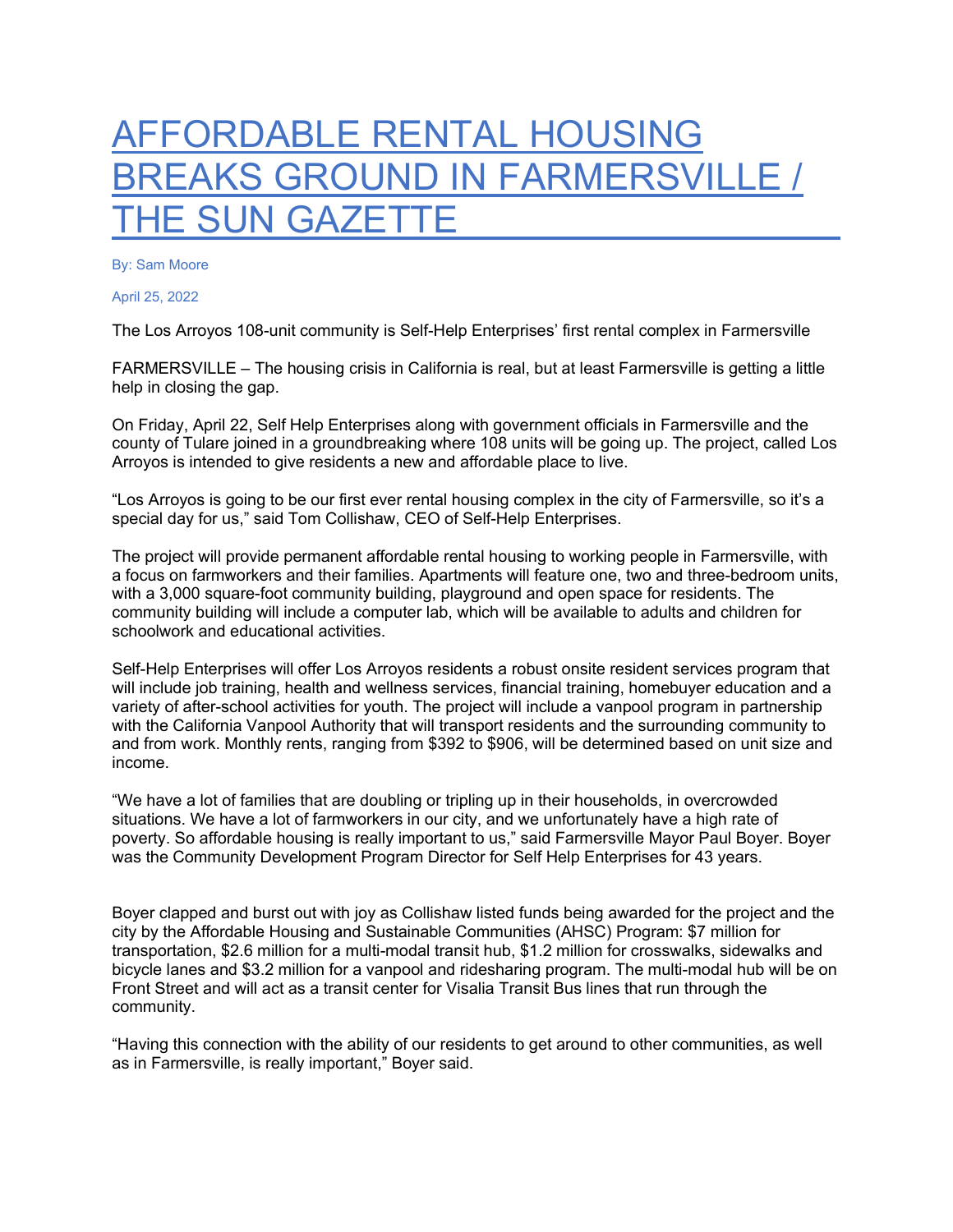# AFFORDABLE RENTAL HOUSING BREAKS GROUND IN FARMERSVILLE / THE SUN GAZETTE

By: Sam Moore

April 25, 2022

The Los Arroyos 108-unit community is Self-Help Enterprises' first rental complex in Farmersville

FARMERSVILLE – The housing crisis in California is real, but at least Farmersville is getting a little help in closing the gap.

On Friday, April 22, Self Help Enterprises along with government officials in Farmersville and the county of Tulare joined in a groundbreaking where 108 units will be going up. The project, called Los Arroyos is intended to give residents a new and affordable place to live.

"Los Arroyos is going to be our first ever rental housing complex in the city of Farmersville, so it's a special day for us," said Tom Collishaw, CEO of Self-Help Enterprises.

The project will provide permanent affordable rental housing to working people in Farmersville, with a focus on farmworkers and their families. Apartments will feature one, two and three-bedroom units, with a 3,000 square-foot community building, playground and open space for residents. The community building will include a computer lab, which will be available to adults and children for schoolwork and educational activities.

Self-Help Enterprises will offer Los Arroyos residents a robust onsite resident services program that will include job training, health and wellness services, financial training, homebuyer education and a variety of after-school activities for youth. The project will include a vanpool program in partnership with the California Vanpool Authority that will transport residents and the surrounding community to and from work. Monthly rents, ranging from $392 to $906, will be determined based on unit size and income.

"We have a lot of families that are doubling or tripling up in their households, in overcrowded situations. We have a lot of farmworkers in our city, and we unfortunately have a high rate of poverty. So affordable housing is really important to us," said Farmersville Mayor Paul Boyer. Boyer was the Community Development Program Director for Self Help Enterprises for 43 years.

Boyer clapped and burst out with joy as Collishaw listed funds being awarded for the project and the city by the Affordable Housing and Sustainable Communities (AHSC) Program: $7 million for transportation, $2.6 million for a multi-modal transit hub, $1.2 million for crosswalks, sidewalks and bicycle lanes and $3.2 million for a vanpool and ridesharing program. The multi-modal hub will be on Front Street and will act as a transit center for Visalia Transit Bus lines that run through the community.

"Having this connection with the ability of our residents to get around to other communities, as well as in Farmersville, is really important," Boyer said.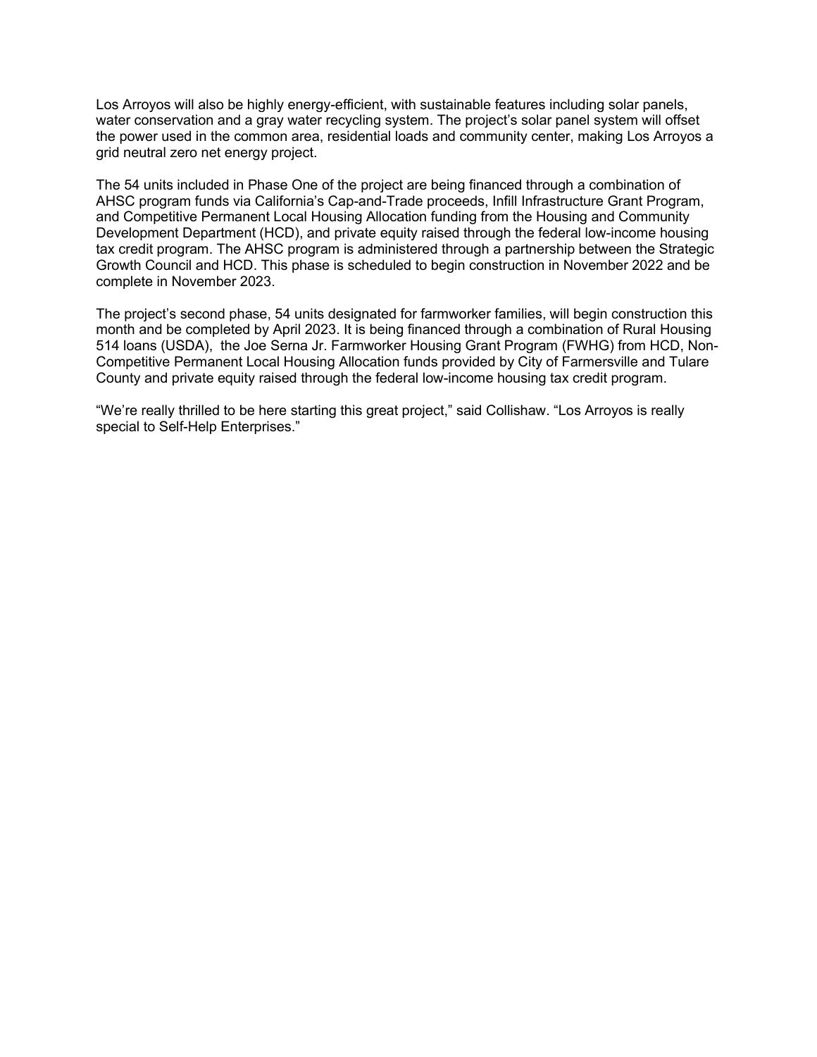Los Arroyos will also be highly energy-efficient, with sustainable features including solar panels, water conservation and a gray water recycling system. The project's solar panel system will offset the power used in the common area, residential loads and community center, making Los Arroyos a grid neutral zero net energy project.

The 54 units included in Phase One of the project are being financed through a combination of AHSC program funds via California's Cap-and-Trade proceeds, Infill Infrastructure Grant Program, and Competitive Permanent Local Housing Allocation funding from the Housing and Community Development Department (HCD), and private equity raised through the federal low-income housing tax credit program. The AHSC program is administered through a partnership between the Strategic Growth Council and HCD. This phase is scheduled to begin construction in November 2022 and be complete in November 2023.

The project's second phase, 54 units designated for farmworker families, will begin construction this month and be completed by April 2023. It is being financed through a combination of Rural Housing 514 loans (USDA), the Joe Serna Jr. Farmworker Housing Grant Program (FWHG) from HCD, Non-Competitive Permanent Local Housing Allocation funds provided by City of Farmersville and Tulare County and private equity raised through the federal low-income housing tax credit program.

"We're really thrilled to be here starting this great project," said Collishaw. "Los Arroyos is really special to Self-Help Enterprises."